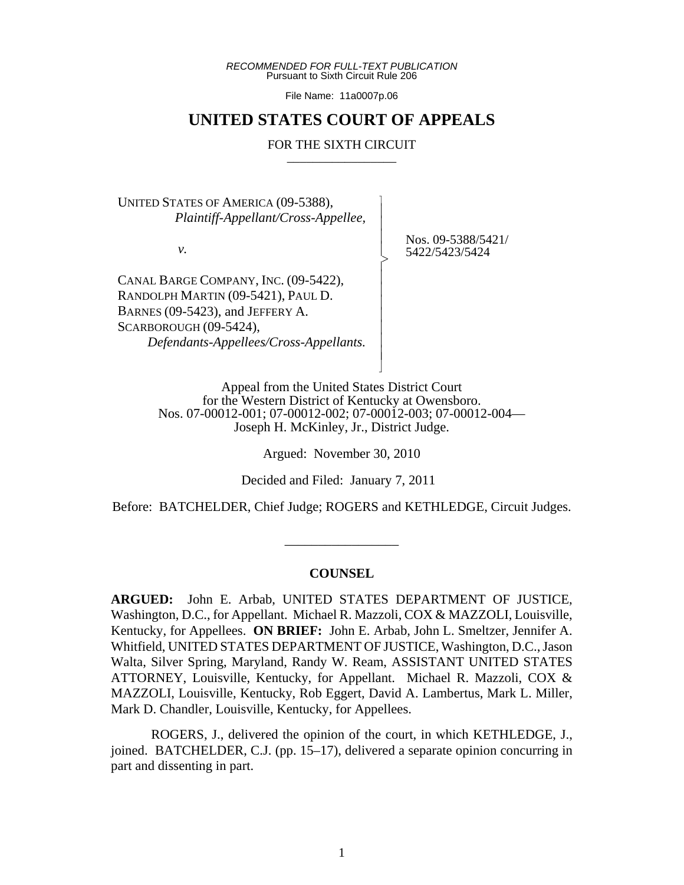*RECOMMENDED FOR FULL-TEXT PUBLICATION*
Pursuant to Sixth Circuit Rule 206

File Name: 11a0007p.06

# UNITED STATES COURT OF APPEALS

FOR THE SIXTH CIRCUIT

UNITED STATES OF AMERICA (09-5388),
*Plaintiff-Appellant/Cross-Appellee,*

*v.*

CANAL BARGE COMPANY, INC. (09-5422), RANDOLPH MARTIN (09-5421), PAUL D. BARNES (09-5423), and JEFFERY A. SCARBOROUGH (09-5424),
*Defendants-Appellees/Cross-Appellants.*

Nos. 09-5388/5421/5422/5423/5424

Appeal from the United States District Court
for the Western District of Kentucky at Owensboro.
Nos. 07-00012-001; 07-00012-002; 07-00012-003; 07-00012-004—
Joseph H. McKinley, Jr., District Judge.

Argued: November 30, 2010

Decided and Filed: January 7, 2011

Before: BATCHELDER, Chief Judge; ROGERS and KETHLEDGE, Circuit Judges.

---

**COUNSEL**

**ARGUED:** John E. Arbab, UNITED STATES DEPARTMENT OF JUSTICE, Washington, D.C., for Appellant. Michael R. Mazzoli, COX & MAZZOLI, Louisville, Kentucky, for Appellees. **ON BRIEF:** John E. Arbab, John L. Smeltzer, Jennifer A. Whitfield, UNITED STATES DEPARTMENT OF JUSTICE, Washington, D.C., Jason Walta, Silver Spring, Maryland, Randy W. Ream, ASSISTANT UNITED STATES ATTORNEY, Louisville, Kentucky, for Appellant. Michael R. Mazzoli, COX & MAZZOLI, Louisville, Kentucky, Rob Eggert, David A. Lambertus, Mark L. Miller, Mark D. Chandler, Louisville, Kentucky, for Appellees.

ROGERS, J., delivered the opinion of the court, in which KETHLEDGE, J., joined. BATCHELDER, C.J. (pp. 15–17), delivered a separate opinion concurring in part and dissenting in part.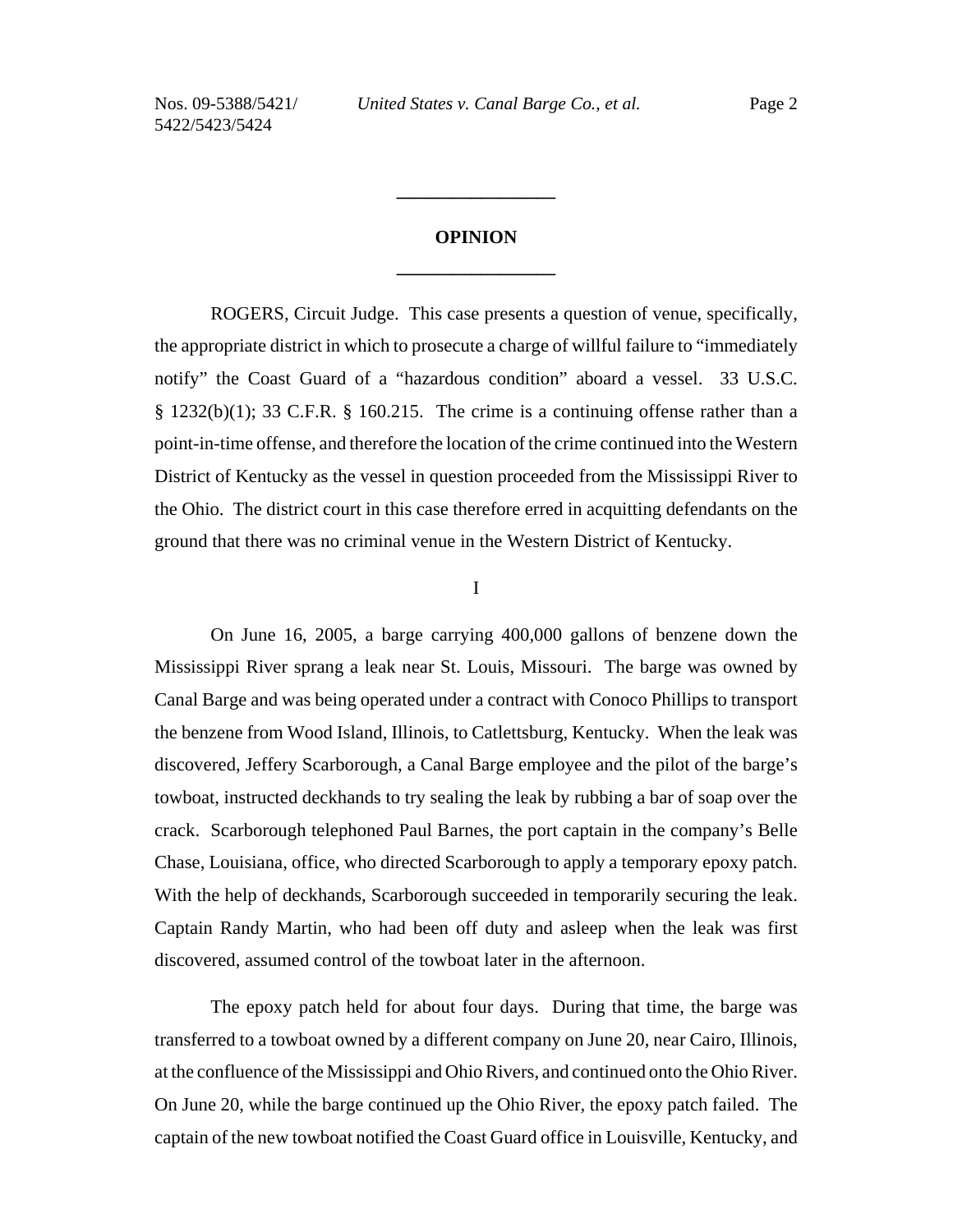# OPINION

ROGERS, Circuit Judge. This case presents a question of venue, specifically, the appropriate district in which to prosecute a charge of willful failure to "immediately notify" the Coast Guard of a "hazardous condition" aboard a vessel. 33 U.S.C. § 1232(b)(1); 33 C.F.R. § 160.215. The crime is a continuing offense rather than a point-in-time offense, and therefore the location of the crime continued into the Western District of Kentucky as the vessel in question proceeded from the Mississippi River to the Ohio. The district court in this case therefore erred in acquitting defendants on the ground that there was no criminal venue in the Western District of Kentucky.

## I

On June 16, 2005, a barge carrying 400,000 gallons of benzene down the Mississippi River sprang a leak near St. Louis, Missouri. The barge was owned by Canal Barge and was being operated under a contract with Conoco Phillips to transport the benzene from Wood Island, Illinois, to Catlettsburg, Kentucky. When the leak was discovered, Jeffery Scarborough, a Canal Barge employee and the pilot of the barge's towboat, instructed deckhands to try sealing the leak by rubbing a bar of soap over the crack. Scarborough telephoned Paul Barnes, the port captain in the company's Belle Chase, Louisiana, office, who directed Scarborough to apply a temporary epoxy patch. With the help of deckhands, Scarborough succeeded in temporarily securing the leak. Captain Randy Martin, who had been off duty and asleep when the leak was first discovered, assumed control of the towboat later in the afternoon.

The epoxy patch held for about four days. During that time, the barge was transferred to a towboat owned by a different company on June 20, near Cairo, Illinois, at the confluence of the Mississippi and Ohio Rivers, and continued onto the Ohio River. On June 20, while the barge continued up the Ohio River, the epoxy patch failed. The captain of the new towboat notified the Coast Guard office in Louisville, Kentucky, and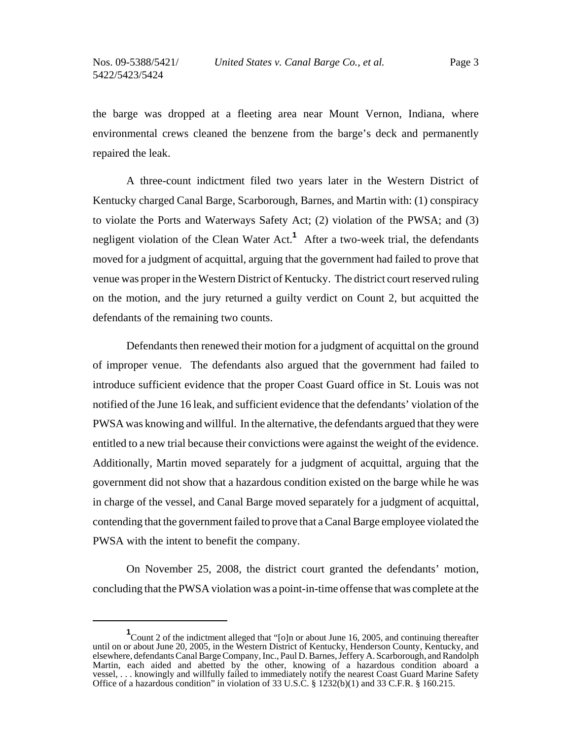the barge was dropped at a fleeting area near Mount Vernon, Indiana, where environmental crews cleaned the benzene from the barge's deck and permanently repaired the leak.

A three-count indictment filed two years later in the Western District of Kentucky charged Canal Barge, Scarborough, Barnes, and Martin with: (1) conspiracy to violate the Ports and Waterways Safety Act; (2) violation of the PWSA; and (3) negligent violation of the Clean Water Act.[1] After a two-week trial, the defendants moved for a judgment of acquittal, arguing that the government had failed to prove that venue was proper in the Western District of Kentucky. The district court reserved ruling on the motion, and the jury returned a guilty verdict on Count 2, but acquitted the defendants of the remaining two counts.

Defendants then renewed their motion for a judgment of acquittal on the ground of improper venue. The defendants also argued that the government had failed to introduce sufficient evidence that the proper Coast Guard office in St. Louis was not notified of the June 16 leak, and sufficient evidence that the defendants' violation of the PWSA was knowing and willful. In the alternative, the defendants argued that they were entitled to a new trial because their convictions were against the weight of the evidence. Additionally, Martin moved separately for a judgment of acquittal, arguing that the government did not show that a hazardous condition existed on the barge while he was in charge of the vessel, and Canal Barge moved separately for a judgment of acquittal, contending that the government failed to prove that a Canal Barge employee violated the PWSA with the intent to benefit the company.

On November 25, 2008, the district court granted the defendants' motion, concluding that the PWSA violation was a point-in-time offense that was complete at the

---

[1] Count 2 of the indictment alleged that "[o]n or about June 16, 2005, and continuing thereafter until on or about June 20, 2005, in the Western District of Kentucky, Henderson County, Kentucky, and elsewhere, defendants Canal Barge Company, Inc., Paul D. Barnes, Jeffery A. Scarborough, and Randolph Martin, each aided and abetted by the other, knowing of a hazardous condition aboard a vessel, . . . knowingly and willfully failed to immediately notify the nearest Coast Guard Marine Safety Office of a hazardous condition" in violation of 33 U.S.C. § 1232(b)(1) and 33 C.F.R. § 160.215.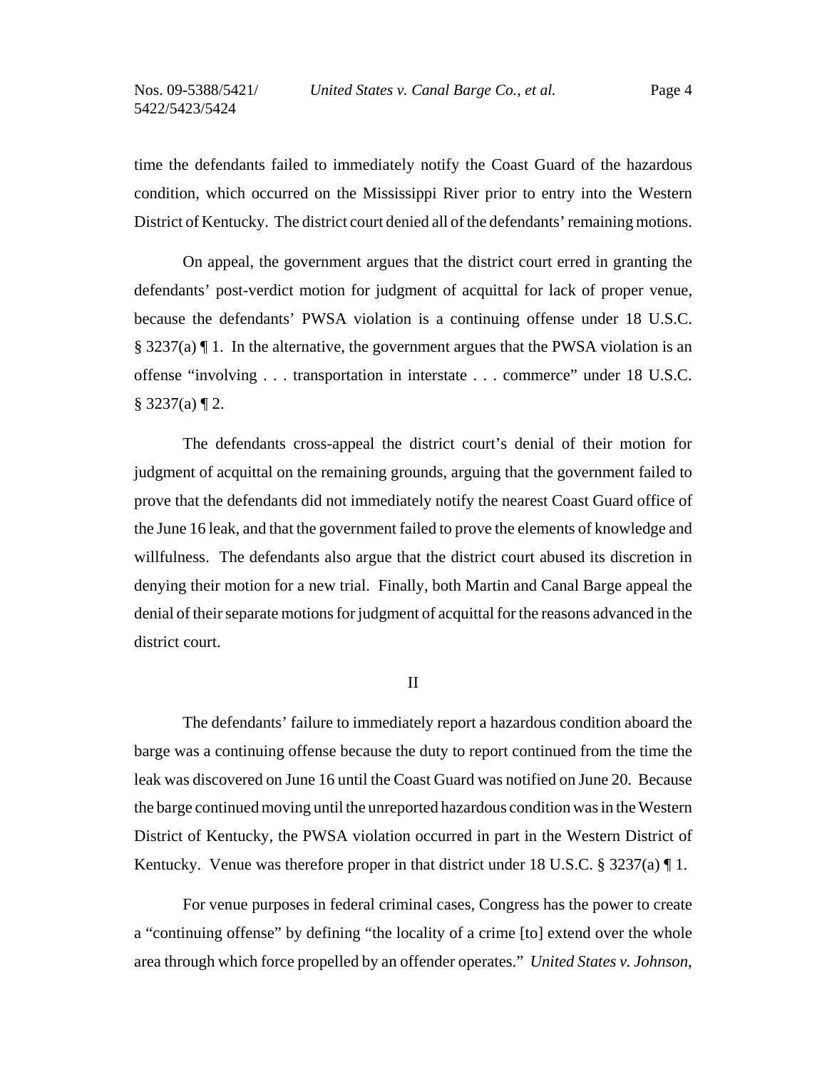time the defendants failed to immediately notify the Coast Guard of the hazardous condition, which occurred on the Mississippi River prior to entry into the Western District of Kentucky. The district court denied all of the defendants' remaining motions.

On appeal, the government argues that the district court erred in granting the defendants' post-verdict motion for judgment of acquittal for lack of proper venue, because the defendants' PWSA violation is a continuing offense under 18 U.S.C. § 3237(a) ¶ 1. In the alternative, the government argues that the PWSA violation is an offense "involving . . . transportation in interstate . . . commerce" under 18 U.S.C. § 3237(a) ¶ 2.

The defendants cross-appeal the district court's denial of their motion for judgment of acquittal on the remaining grounds, arguing that the government failed to prove that the defendants did not immediately notify the nearest Coast Guard office of the June 16 leak, and that the government failed to prove the elements of knowledge and willfulness. The defendants also argue that the district court abused its discretion in denying their motion for a new trial. Finally, both Martin and Canal Barge appeal the denial of their separate motions for judgment of acquittal for the reasons advanced in the district court.

## II

The defendants' failure to immediately report a hazardous condition aboard the barge was a continuing offense because the duty to report continued from the time the leak was discovered on June 16 until the Coast Guard was notified on June 20. Because the barge continued moving until the unreported hazardous condition was in the Western District of Kentucky, the PWSA violation occurred in part in the Western District of Kentucky. Venue was therefore proper in that district under 18 U.S.C. § 3237(a) ¶ 1.

For venue purposes in federal criminal cases, Congress has the power to create a "continuing offense" by defining "the locality of a crime [to] extend over the whole area through which force propelled by an offender operates." *United States v. Johnson*,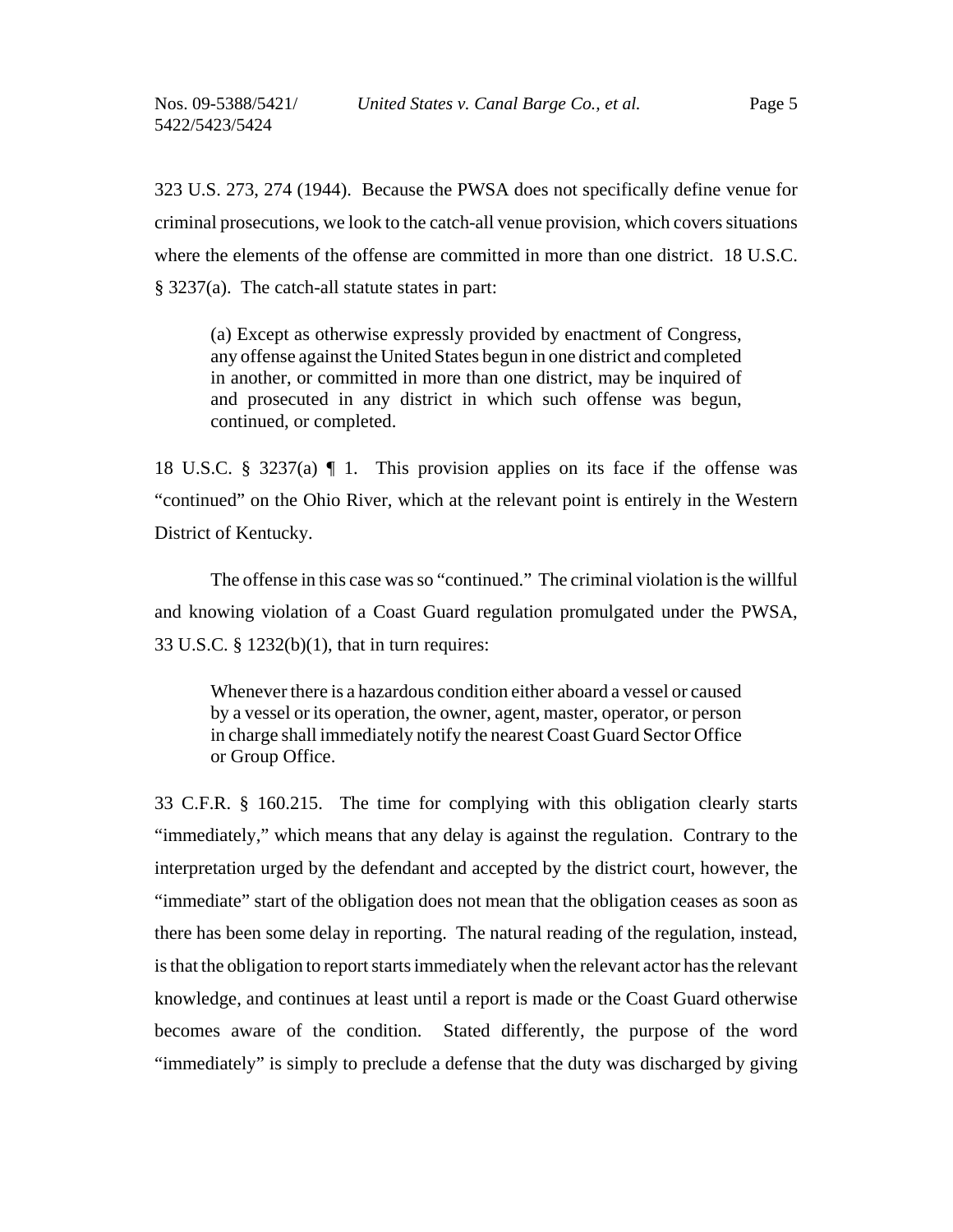323 U.S. 273, 274 (1944). Because the PWSA does not specifically define venue for criminal prosecutions, we look to the catch-all venue provision, which covers situations where the elements of the offense are committed in more than one district. 18 U.S.C. § 3237(a). The catch-all statute states in part:

> (a) Except as otherwise expressly provided by enactment of Congress, any offense against the United States begun in one district and completed in another, or committed in more than one district, may be inquired of and prosecuted in any district in which such offense was begun, continued, or completed.

18 U.S.C. § 3237(a) ¶ 1. This provision applies on its face if the offense was "continued" on the Ohio River, which at the relevant point is entirely in the Western District of Kentucky.

The offense in this case was so "continued." The criminal violation is the willful and knowing violation of a Coast Guard regulation promulgated under the PWSA, 33 U.S.C. § 1232(b)(1), that in turn requires:

> Whenever there is a hazardous condition either aboard a vessel or caused by a vessel or its operation, the owner, agent, master, operator, or person in charge shall immediately notify the nearest Coast Guard Sector Office or Group Office.

33 C.F.R. § 160.215. The time for complying with this obligation clearly starts "immediately," which means that any delay is against the regulation. Contrary to the interpretation urged by the defendant and accepted by the district court, however, the "immediate" start of the obligation does not mean that the obligation ceases as soon as there has been some delay in reporting. The natural reading of the regulation, instead, is that the obligation to report starts immediately when the relevant actor has the relevant knowledge, and continues at least until a report is made or the Coast Guard otherwise becomes aware of the condition. Stated differently, the purpose of the word "immediately" is simply to preclude a defense that the duty was discharged by giving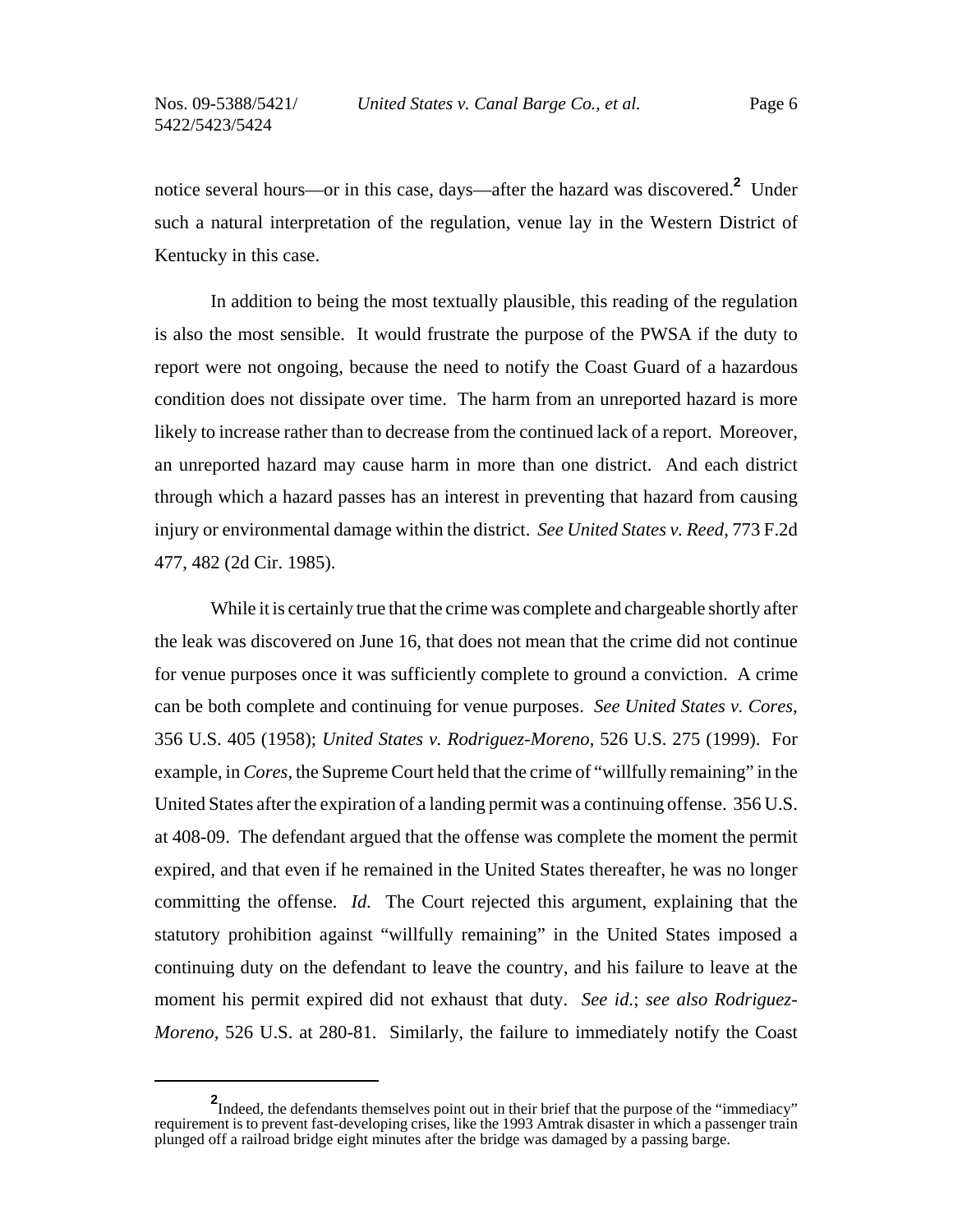notice several hours—or in this case, days—after the hazard was discovered.[2] Under such a natural interpretation of the regulation, venue lay in the Western District of Kentucky in this case.

In addition to being the most textually plausible, this reading of the regulation is also the most sensible. It would frustrate the purpose of the PWSA if the duty to report were not ongoing, because the need to notify the Coast Guard of a hazardous condition does not dissipate over time. The harm from an unreported hazard is more likely to increase rather than to decrease from the continued lack of a report. Moreover, an unreported hazard may cause harm in more than one district. And each district through which a hazard passes has an interest in preventing that hazard from causing injury or environmental damage within the district. *See United States v. Reed*, 773 F.2d 477, 482 (2d Cir. 1985).

While it is certainly true that the crime was complete and chargeable shortly after the leak was discovered on June 16, that does not mean that the crime did not continue for venue purposes once it was sufficiently complete to ground a conviction. A crime can be both complete and continuing for venue purposes. *See United States v. Cores*, 356 U.S. 405 (1958); *United States v. Rodriguez-Moreno*, 526 U.S. 275 (1999). For example, in *Cores*, the Supreme Court held that the crime of "willfully remaining" in the United States after the expiration of a landing permit was a continuing offense. 356 U.S. at 408-09. The defendant argued that the offense was complete the moment the permit expired, and that even if he remained in the United States thereafter, he was no longer committing the offense. *Id.* The Court rejected this argument, explaining that the statutory prohibition against "willfully remaining" in the United States imposed a continuing duty on the defendant to leave the country, and his failure to leave at the moment his permit expired did not exhaust that duty. *See id.*; *see also Rodriguez-Moreno*, 526 U.S. at 280-81. Similarly, the failure to immediately notify the Coast

[2] Indeed, the defendants themselves point out in their brief that the purpose of the "immediacy" requirement is to prevent fast-developing crises, like the 1993 Amtrak disaster in which a passenger train plunged off a railroad bridge eight minutes after the bridge was damaged by a passing barge.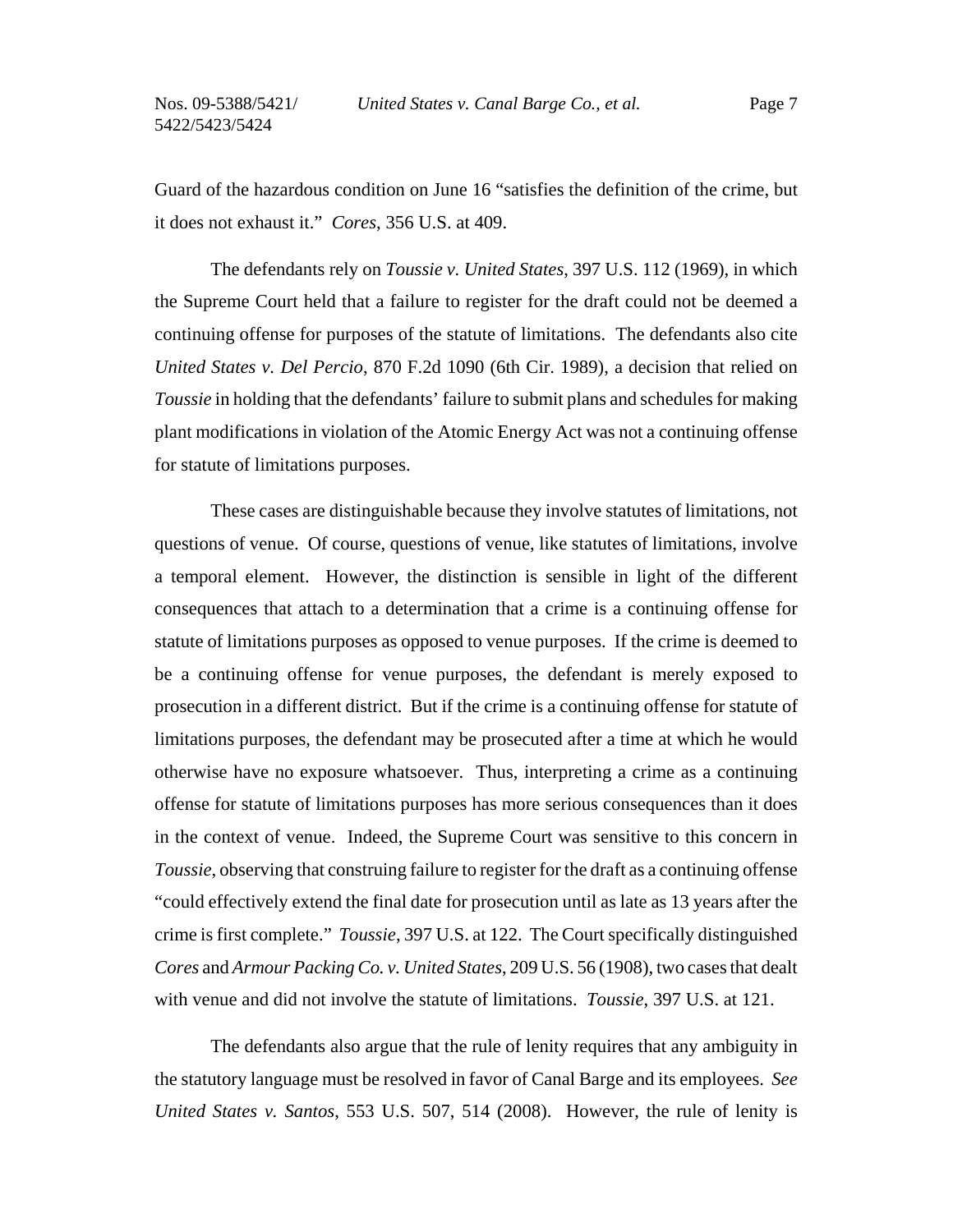Guard of the hazardous condition on June 16 "satisfies the definition of the crime, but it does not exhaust it." *Cores*, 356 U.S. at 409.

The defendants rely on *Toussie v. United States*, 397 U.S. 112 (1969), in which the Supreme Court held that a failure to register for the draft could not be deemed a continuing offense for purposes of the statute of limitations. The defendants also cite *United States v. Del Percio*, 870 F.2d 1090 (6th Cir. 1989), a decision that relied on *Toussie* in holding that the defendants' failure to submit plans and schedules for making plant modifications in violation of the Atomic Energy Act was not a continuing offense for statute of limitations purposes.

These cases are distinguishable because they involve statutes of limitations, not questions of venue. Of course, questions of venue, like statutes of limitations, involve a temporal element. However, the distinction is sensible in light of the different consequences that attach to a determination that a crime is a continuing offense for statute of limitations purposes as opposed to venue purposes. If the crime is deemed to be a continuing offense for venue purposes, the defendant is merely exposed to prosecution in a different district. But if the crime is a continuing offense for statute of limitations purposes, the defendant may be prosecuted after a time at which he would otherwise have no exposure whatsoever. Thus, interpreting a crime as a continuing offense for statute of limitations purposes has more serious consequences than it does in the context of venue. Indeed, the Supreme Court was sensitive to this concern in *Toussie*, observing that construing failure to register for the draft as a continuing offense "could effectively extend the final date for prosecution until as late as 13 years after the crime is first complete." *Toussie*, 397 U.S. at 122. The Court specifically distinguished *Cores* and *Armour Packing Co. v. United States*, 209 U.S. 56 (1908), two cases that dealt with venue and did not involve the statute of limitations. *Toussie*, 397 U.S. at 121.

The defendants also argue that the rule of lenity requires that any ambiguity in the statutory language must be resolved in favor of Canal Barge and its employees. *See United States v. Santos*, 553 U.S. 507, 514 (2008). However, the rule of lenity is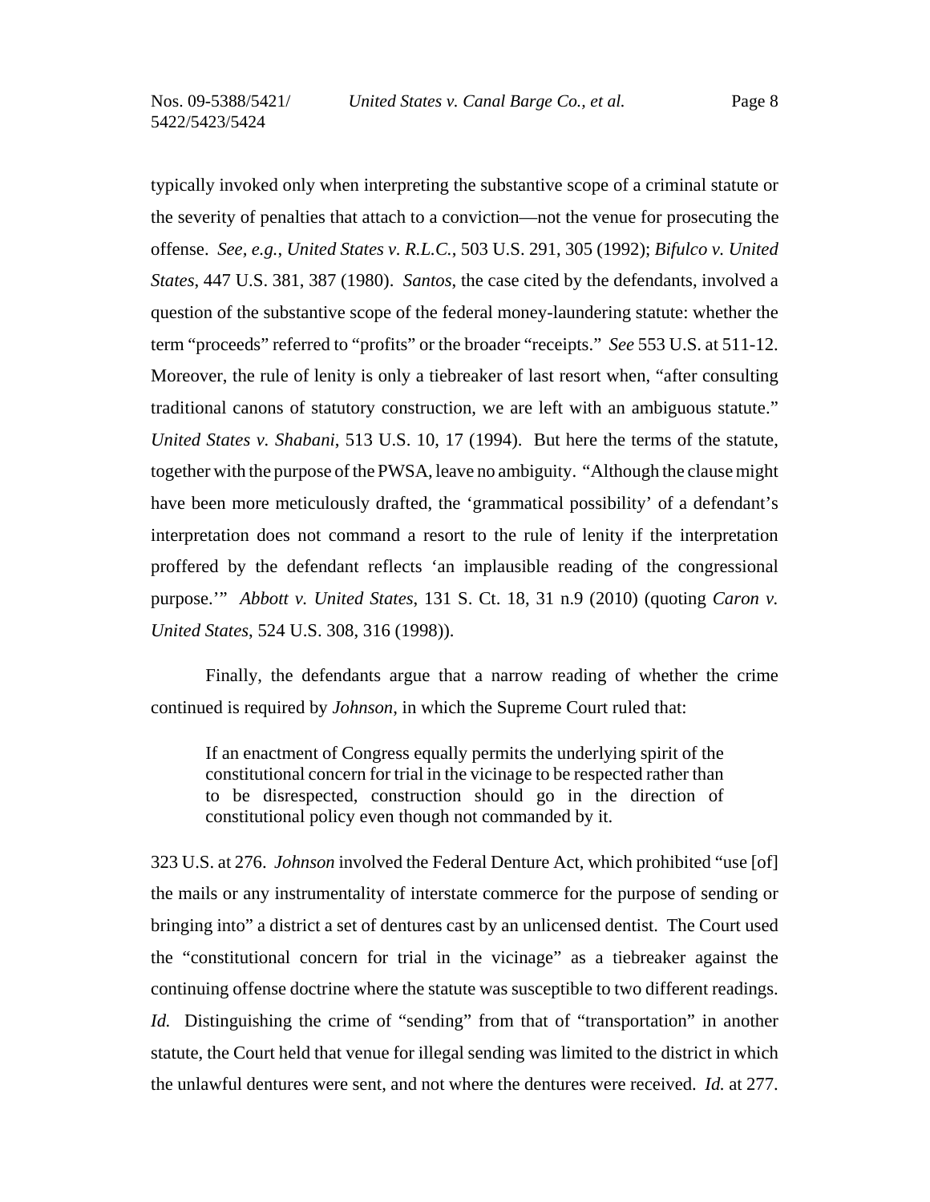typically invoked only when interpreting the substantive scope of a criminal statute or the severity of penalties that attach to a conviction—not the venue for prosecuting the offense. *See, e.g.*, *United States v. R.L.C.*, 503 U.S. 291, 305 (1992); *Bifulco v. United States*, 447 U.S. 381, 387 (1980). *Santos*, the case cited by the defendants, involved a question of the substantive scope of the federal money-laundering statute: whether the term "proceeds" referred to "profits" or the broader "receipts." *See* 553 U.S. at 511-12. Moreover, the rule of lenity is only a tiebreaker of last resort when, "after consulting traditional canons of statutory construction, we are left with an ambiguous statute." *United States v. Shabani*, 513 U.S. 10, 17 (1994). But here the terms of the statute, together with the purpose of the PWSA, leave no ambiguity. "Although the clause might have been more meticulously drafted, the 'grammatical possibility' of a defendant's interpretation does not command a resort to the rule of lenity if the interpretation proffered by the defendant reflects 'an implausible reading of the congressional purpose.'" *Abbott v. United States*, 131 S. Ct. 18, 31 n.9 (2010) (quoting *Caron v. United States*, 524 U.S. 308, 316 (1998)).

Finally, the defendants argue that a narrow reading of whether the crime continued is required by *Johnson*, in which the Supreme Court ruled that:

> If an enactment of Congress equally permits the underlying spirit of the constitutional concern for trial in the vicinage to be respected rather than to be disrespected, construction should go in the direction of constitutional policy even though not commanded by it.

323 U.S. at 276. *Johnson* involved the Federal Denture Act, which prohibited "use [of] the mails or any instrumentality of interstate commerce for the purpose of sending or bringing into" a district a set of dentures cast by an unlicensed dentist. The Court used the "constitutional concern for trial in the vicinage" as a tiebreaker against the continuing offense doctrine where the statute was susceptible to two different readings. *Id.* Distinguishing the crime of "sending" from that of "transportation" in another statute, the Court held that venue for illegal sending was limited to the district in which the unlawful dentures were sent, and not where the dentures were received. *Id.* at 277.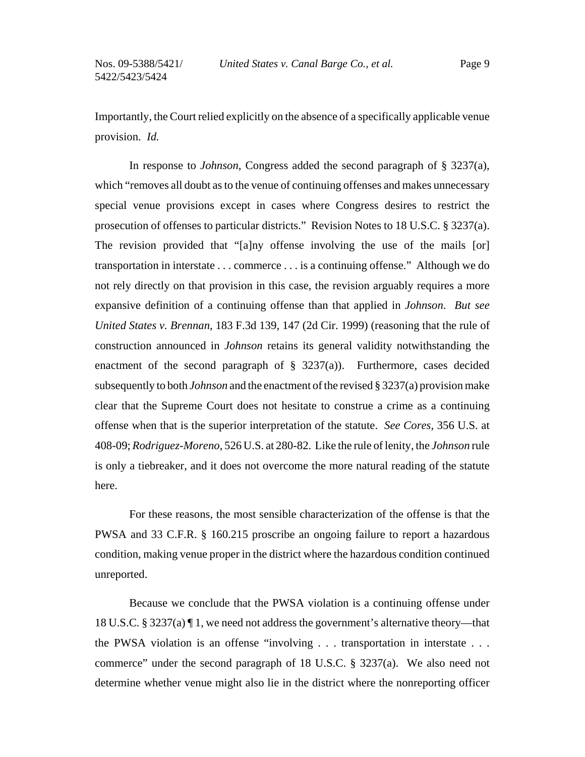Importantly, the Court relied explicitly on the absence of a specifically applicable venue provision. *Id.*

In response to *Johnson*, Congress added the second paragraph of § 3237(a), which "removes all doubt as to the venue of continuing offenses and makes unnecessary special venue provisions except in cases where Congress desires to restrict the prosecution of offenses to particular districts." Revision Notes to 18 U.S.C. § 3237(a). The revision provided that "[a]ny offense involving the use of the mails [or] transportation in interstate . . . commerce . . . is a continuing offense." Although we do not rely directly on that provision in this case, the revision arguably requires a more expansive definition of a continuing offense than that applied in *Johnson*. *But see United States v. Brennan*, 183 F.3d 139, 147 (2d Cir. 1999) (reasoning that the rule of construction announced in *Johnson* retains its general validity notwithstanding the enactment of the second paragraph of § 3237(a)). Furthermore, cases decided subsequently to both *Johnson* and the enactment of the revised § 3237(a) provision make clear that the Supreme Court does not hesitate to construe a crime as a continuing offense when that is the superior interpretation of the statute. *See Cores*, 356 U.S. at 408-09; *Rodriguez-Moreno*, 526 U.S. at 280-82. Like the rule of lenity, the *Johnson* rule is only a tiebreaker, and it does not overcome the more natural reading of the statute here.

For these reasons, the most sensible characterization of the offense is that the PWSA and 33 C.F.R. § 160.215 proscribe an ongoing failure to report a hazardous condition, making venue proper in the district where the hazardous condition continued unreported.

Because we conclude that the PWSA violation is a continuing offense under 18 U.S.C. § 3237(a) ¶ 1, we need not address the government's alternative theory—that the PWSA violation is an offense "involving . . . transportation in interstate . . . commerce" under the second paragraph of 18 U.S.C. § 3237(a). We also need not determine whether venue might also lie in the district where the nonreporting officer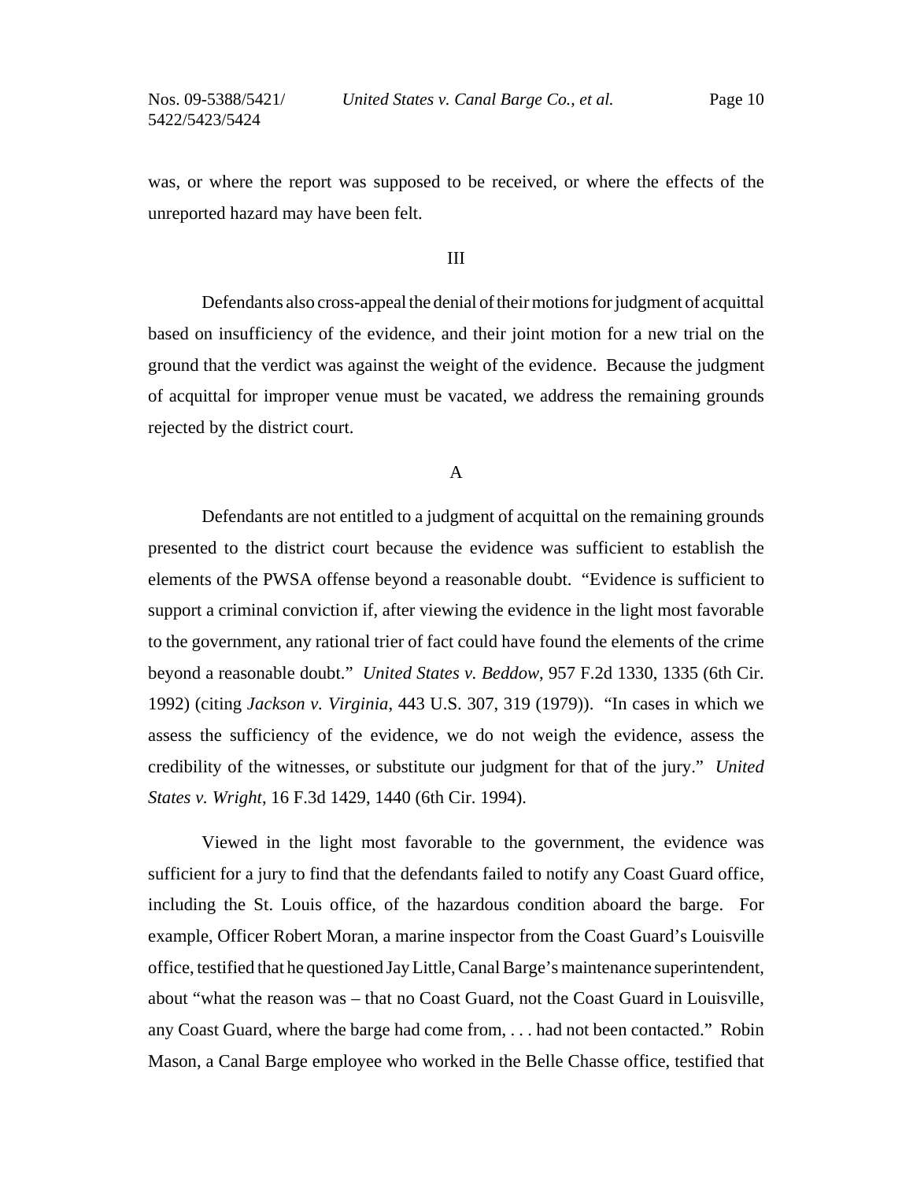was, or where the report was supposed to be received, or where the effects of the unreported hazard may have been felt.

## III

Defendants also cross-appeal the denial of their motions for judgment of acquittal based on insufficiency of the evidence, and their joint motion for a new trial on the ground that the verdict was against the weight of the evidence. Because the judgment of acquittal for improper venue must be vacated, we address the remaining grounds rejected by the district court.

### A

Defendants are not entitled to a judgment of acquittal on the remaining grounds presented to the district court because the evidence was sufficient to establish the elements of the PWSA offense beyond a reasonable doubt. "Evidence is sufficient to support a criminal conviction if, after viewing the evidence in the light most favorable to the government, any rational trier of fact could have found the elements of the crime beyond a reasonable doubt." *United States v. Beddow*, 957 F.2d 1330, 1335 (6th Cir. 1992) (citing *Jackson v. Virginia*, 443 U.S. 307, 319 (1979)). "In cases in which we assess the sufficiency of the evidence, we do not weigh the evidence, assess the credibility of the witnesses, or substitute our judgment for that of the jury." *United States v. Wright*, 16 F.3d 1429, 1440 (6th Cir. 1994).

Viewed in the light most favorable to the government, the evidence was sufficient for a jury to find that the defendants failed to notify any Coast Guard office, including the St. Louis office, of the hazardous condition aboard the barge. For example, Officer Robert Moran, a marine inspector from the Coast Guard's Louisville office, testified that he questioned Jay Little, Canal Barge's maintenance superintendent, about "what the reason was – that no Coast Guard, not the Coast Guard in Louisville, any Coast Guard, where the barge had come from, . . . had not been contacted." Robin Mason, a Canal Barge employee who worked in the Belle Chasse office, testified that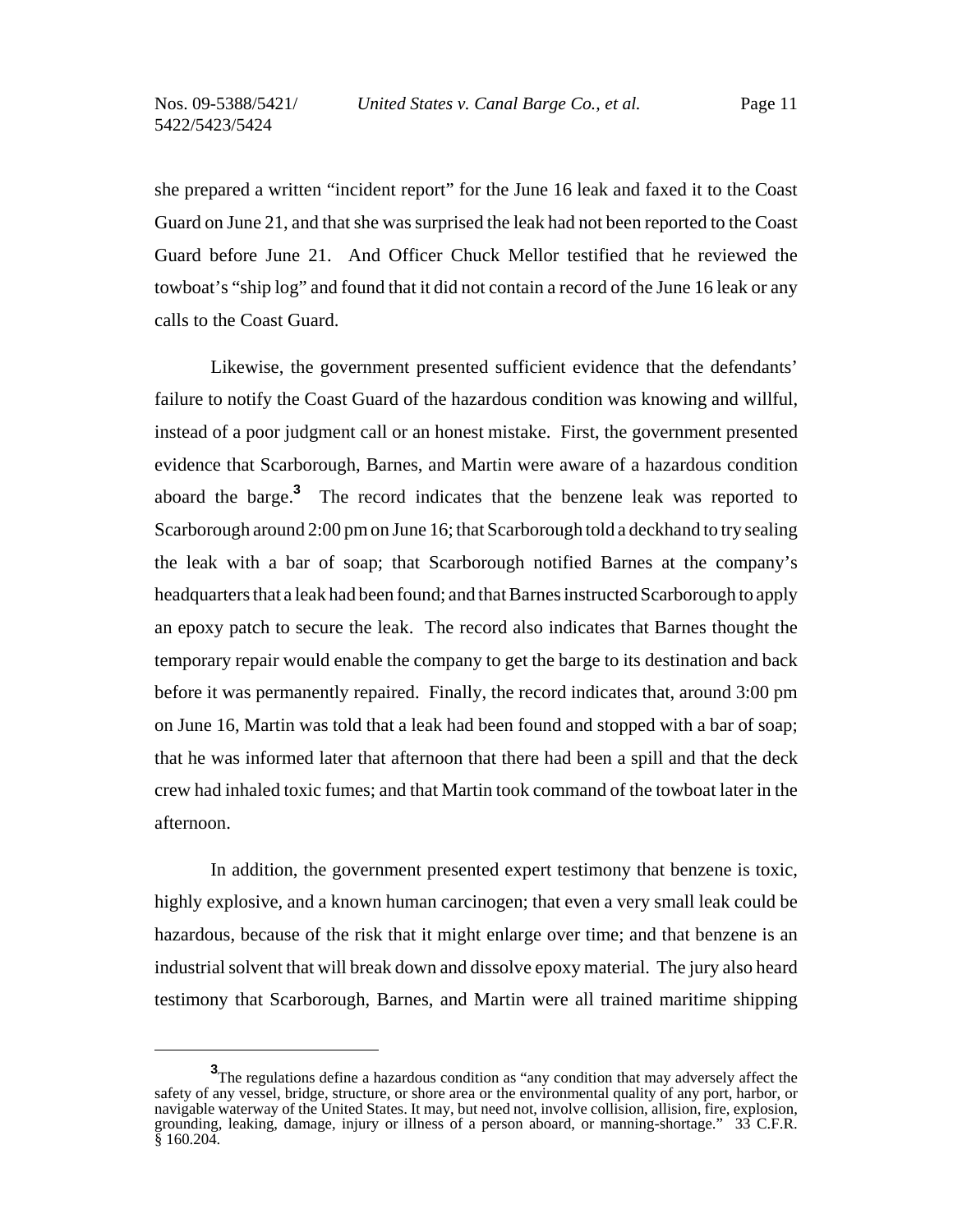she prepared a written "incident report" for the June 16 leak and faxed it to the Coast Guard on June 21, and that she was surprised the leak had not been reported to the Coast Guard before June 21. And Officer Chuck Mellor testified that he reviewed the towboat's "ship log" and found that it did not contain a record of the June 16 leak or any calls to the Coast Guard.

Likewise, the government presented sufficient evidence that the defendants' failure to notify the Coast Guard of the hazardous condition was knowing and willful, instead of a poor judgment call or an honest mistake. First, the government presented evidence that Scarborough, Barnes, and Martin were aware of a hazardous condition aboard the barge.[3] The record indicates that the benzene leak was reported to Scarborough around 2:00 pm on June 16; that Scarborough told a deckhand to try sealing the leak with a bar of soap; that Scarborough notified Barnes at the company's headquarters that a leak had been found; and that Barnes instructed Scarborough to apply an epoxy patch to secure the leak. The record also indicates that Barnes thought the temporary repair would enable the company to get the barge to its destination and back before it was permanently repaired. Finally, the record indicates that, around 3:00 pm on June 16, Martin was told that a leak had been found and stopped with a bar of soap; that he was informed later that afternoon that there had been a spill and that the deck crew had inhaled toxic fumes; and that Martin took command of the towboat later in the afternoon.

In addition, the government presented expert testimony that benzene is toxic, highly explosive, and a known human carcinogen; that even a very small leak could be hazardous, because of the risk that it might enlarge over time; and that benzene is an industrial solvent that will break down and dissolve epoxy material. The jury also heard testimony that Scarborough, Barnes, and Martin were all trained maritime shipping

---

[3] The regulations define a hazardous condition as "any condition that may adversely affect the safety of any vessel, bridge, structure, or shore area or the environmental quality of any port, harbor, or navigable waterway of the United States. It may, but need not, involve collision, allision, fire, explosion, grounding, leaking, damage, injury or illness of a person aboard, or manning-shortage." 33 C.F.R. § 160.204.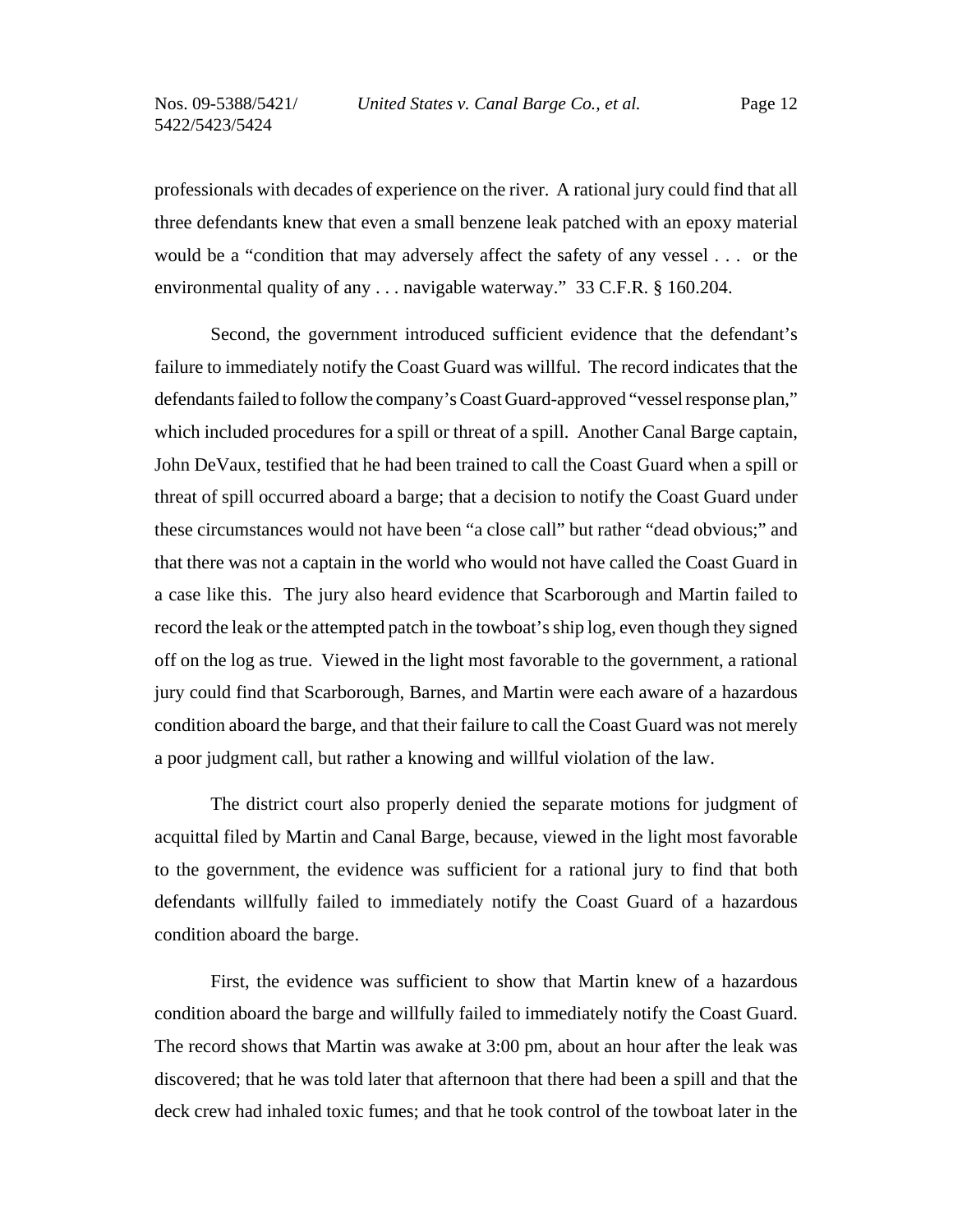professionals with decades of experience on the river. A rational jury could find that all three defendants knew that even a small benzene leak patched with an epoxy material would be a "condition that may adversely affect the safety of any vessel . . . or the environmental quality of any . . . navigable waterway." 33 C.F.R. § 160.204.

Second, the government introduced sufficient evidence that the defendant's failure to immediately notify the Coast Guard was willful. The record indicates that the defendants failed to follow the company's Coast Guard-approved "vessel response plan," which included procedures for a spill or threat of a spill. Another Canal Barge captain, John DeVaux, testified that he had been trained to call the Coast Guard when a spill or threat of spill occurred aboard a barge; that a decision to notify the Coast Guard under these circumstances would not have been "a close call" but rather "dead obvious;" and that there was not a captain in the world who would not have called the Coast Guard in a case like this. The jury also heard evidence that Scarborough and Martin failed to record the leak or the attempted patch in the towboat's ship log, even though they signed off on the log as true. Viewed in the light most favorable to the government, a rational jury could find that Scarborough, Barnes, and Martin were each aware of a hazardous condition aboard the barge, and that their failure to call the Coast Guard was not merely a poor judgment call, but rather a knowing and willful violation of the law.

The district court also properly denied the separate motions for judgment of acquittal filed by Martin and Canal Barge, because, viewed in the light most favorable to the government, the evidence was sufficient for a rational jury to find that both defendants willfully failed to immediately notify the Coast Guard of a hazardous condition aboard the barge.

First, the evidence was sufficient to show that Martin knew of a hazardous condition aboard the barge and willfully failed to immediately notify the Coast Guard. The record shows that Martin was awake at 3:00 pm, about an hour after the leak was discovered; that he was told later that afternoon that there had been a spill and that the deck crew had inhaled toxic fumes; and that he took control of the towboat later in the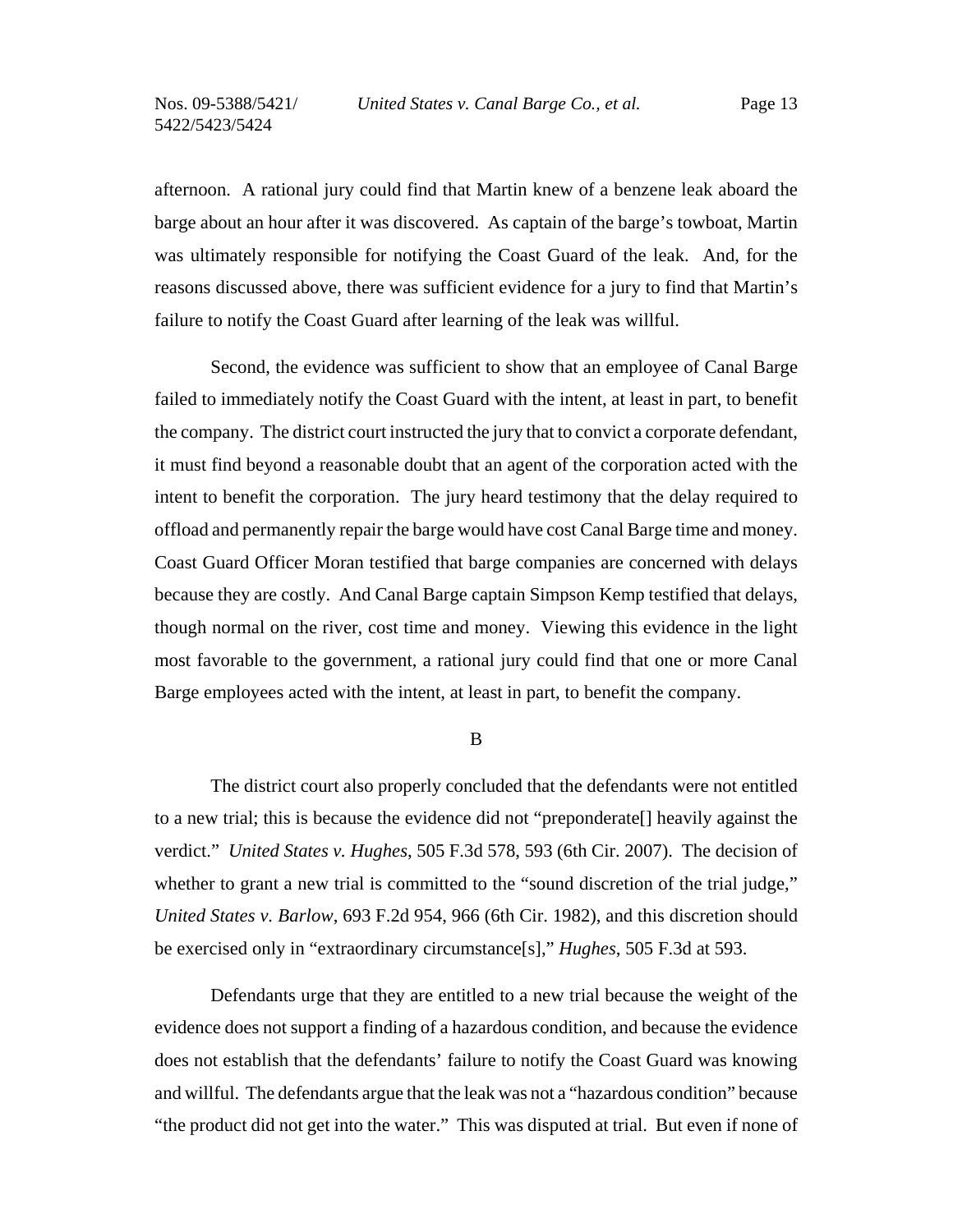afternoon. A rational jury could find that Martin knew of a benzene leak aboard the barge about an hour after it was discovered. As captain of the barge's towboat, Martin was ultimately responsible for notifying the Coast Guard of the leak. And, for the reasons discussed above, there was sufficient evidence for a jury to find that Martin's failure to notify the Coast Guard after learning of the leak was willful.

Second, the evidence was sufficient to show that an employee of Canal Barge failed to immediately notify the Coast Guard with the intent, at least in part, to benefit the company. The district court instructed the jury that to convict a corporate defendant, it must find beyond a reasonable doubt that an agent of the corporation acted with the intent to benefit the corporation. The jury heard testimony that the delay required to offload and permanently repair the barge would have cost Canal Barge time and money. Coast Guard Officer Moran testified that barge companies are concerned with delays because they are costly. And Canal Barge captain Simpson Kemp testified that delays, though normal on the river, cost time and money. Viewing this evidence in the light most favorable to the government, a rational jury could find that one or more Canal Barge employees acted with the intent, at least in part, to benefit the company.

B

The district court also properly concluded that the defendants were not entitled to a new trial; this is because the evidence did not "preponderate[] heavily against the verdict." *United States v. Hughes*, 505 F.3d 578, 593 (6th Cir. 2007). The decision of whether to grant a new trial is committed to the "sound discretion of the trial judge," *United States v. Barlow*, 693 F.2d 954, 966 (6th Cir. 1982), and this discretion should be exercised only in "extraordinary circumstance[s]," *Hughes*, 505 F.3d at 593.

Defendants urge that they are entitled to a new trial because the weight of the evidence does not support a finding of a hazardous condition, and because the evidence does not establish that the defendants' failure to notify the Coast Guard was knowing and willful. The defendants argue that the leak was not a "hazardous condition" because "the product did not get into the water." This was disputed at trial. But even if none of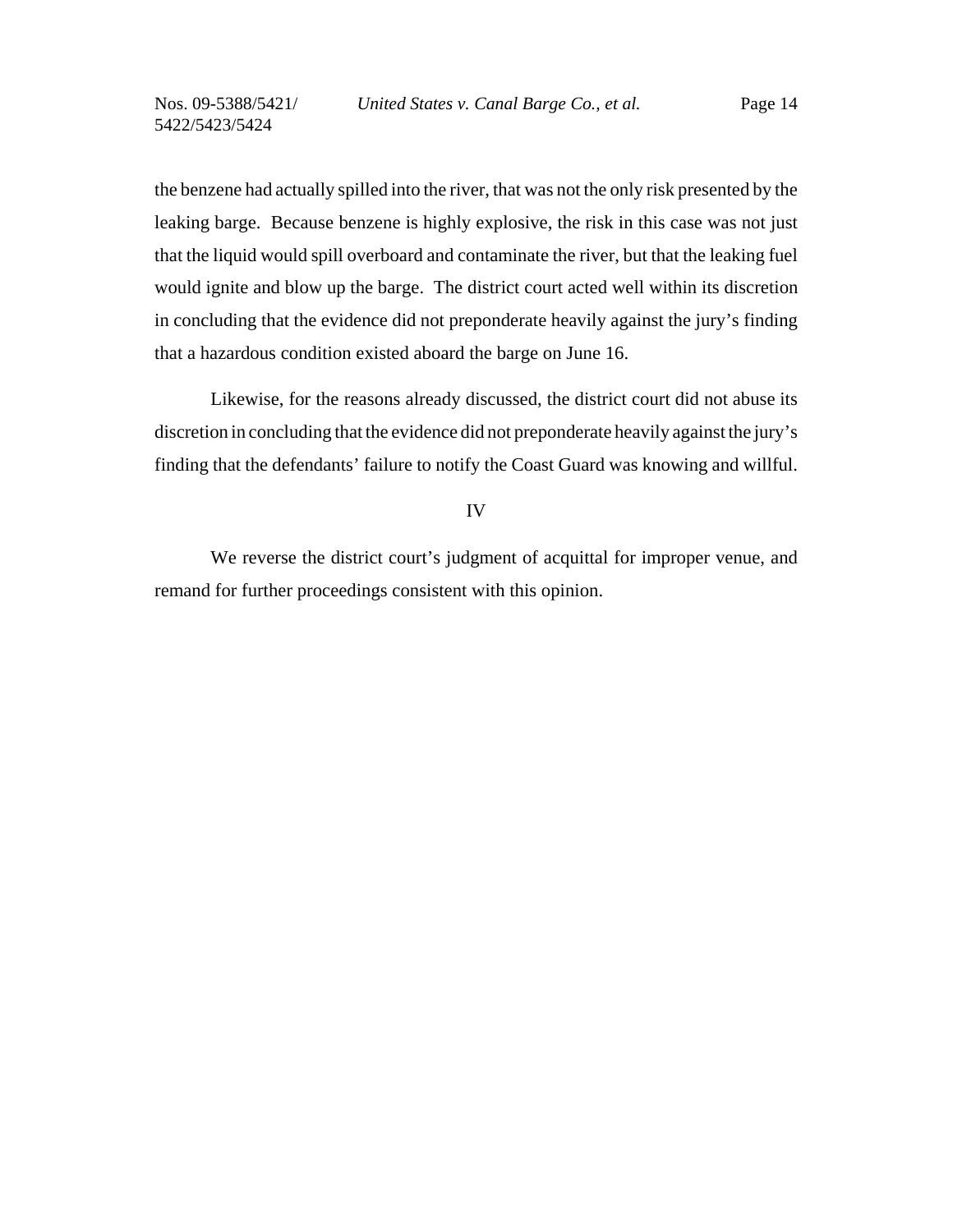the benzene had actually spilled into the river, that was not the only risk presented by the leaking barge. Because benzene is highly explosive, the risk in this case was not just that the liquid would spill overboard and contaminate the river, but that the leaking fuel would ignite and blow up the barge. The district court acted well within its discretion in concluding that the evidence did not preponderate heavily against the jury's finding that a hazardous condition existed aboard the barge on June 16.

Likewise, for the reasons already discussed, the district court did not abuse its discretion in concluding that the evidence did not preponderate heavily against the jury's finding that the defendants' failure to notify the Coast Guard was knowing and willful.

## IV

We reverse the district court's judgment of acquittal for improper venue, and remand for further proceedings consistent with this opinion.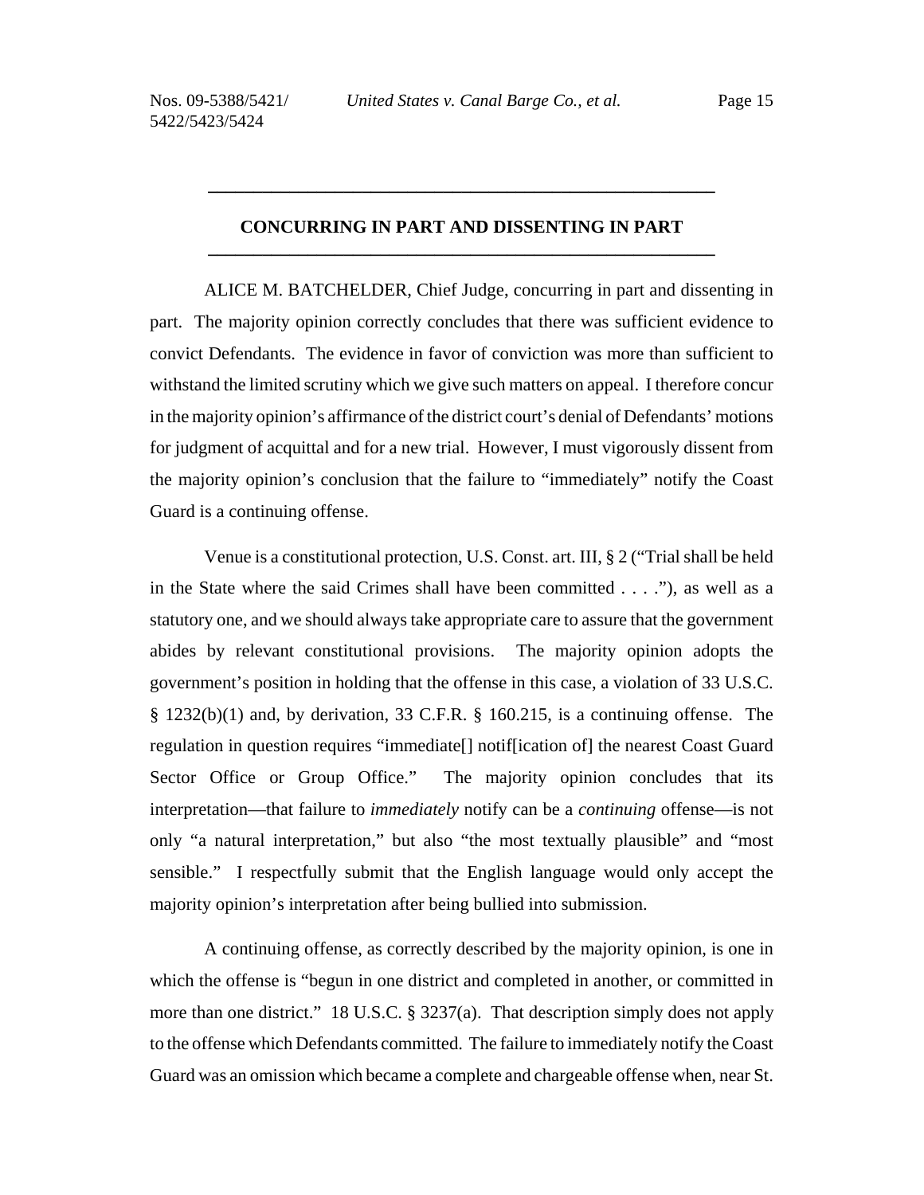## CONCURRING IN PART AND DISSENTING IN PART

ALICE M. BATCHELDER, Chief Judge, concurring in part and dissenting in part. The majority opinion correctly concludes that there was sufficient evidence to convict Defendants. The evidence in favor of conviction was more than sufficient to withstand the limited scrutiny which we give such matters on appeal. I therefore concur in the majority opinion's affirmance of the district court's denial of Defendants' motions for judgment of acquittal and for a new trial. However, I must vigorously dissent from the majority opinion's conclusion that the failure to "immediately" notify the Coast Guard is a continuing offense.

Venue is a constitutional protection, U.S. Const. art. III, § 2 ("Trial shall be held in the State where the said Crimes shall have been committed . . . ."), as well as a statutory one, and we should always take appropriate care to assure that the government abides by relevant constitutional provisions. The majority opinion adopts the government's position in holding that the offense in this case, a violation of 33 U.S.C. § 1232(b)(1) and, by derivation, 33 C.F.R. § 160.215, is a continuing offense. The regulation in question requires "immediate[] notif[ication of] the nearest Coast Guard Sector Office or Group Office." The majority opinion concludes that its interpretation—that failure to *immediately* notify can be a *continuing* offense—is not only "a natural interpretation," but also "the most textually plausible" and "most sensible." I respectfully submit that the English language would only accept the majority opinion's interpretation after being bullied into submission.

A continuing offense, as correctly described by the majority opinion, is one in which the offense is "begun in one district and completed in another, or committed in more than one district." 18 U.S.C. § 3237(a). That description simply does not apply to the offense which Defendants committed. The failure to immediately notify the Coast Guard was an omission which became a complete and chargeable offense when, near St.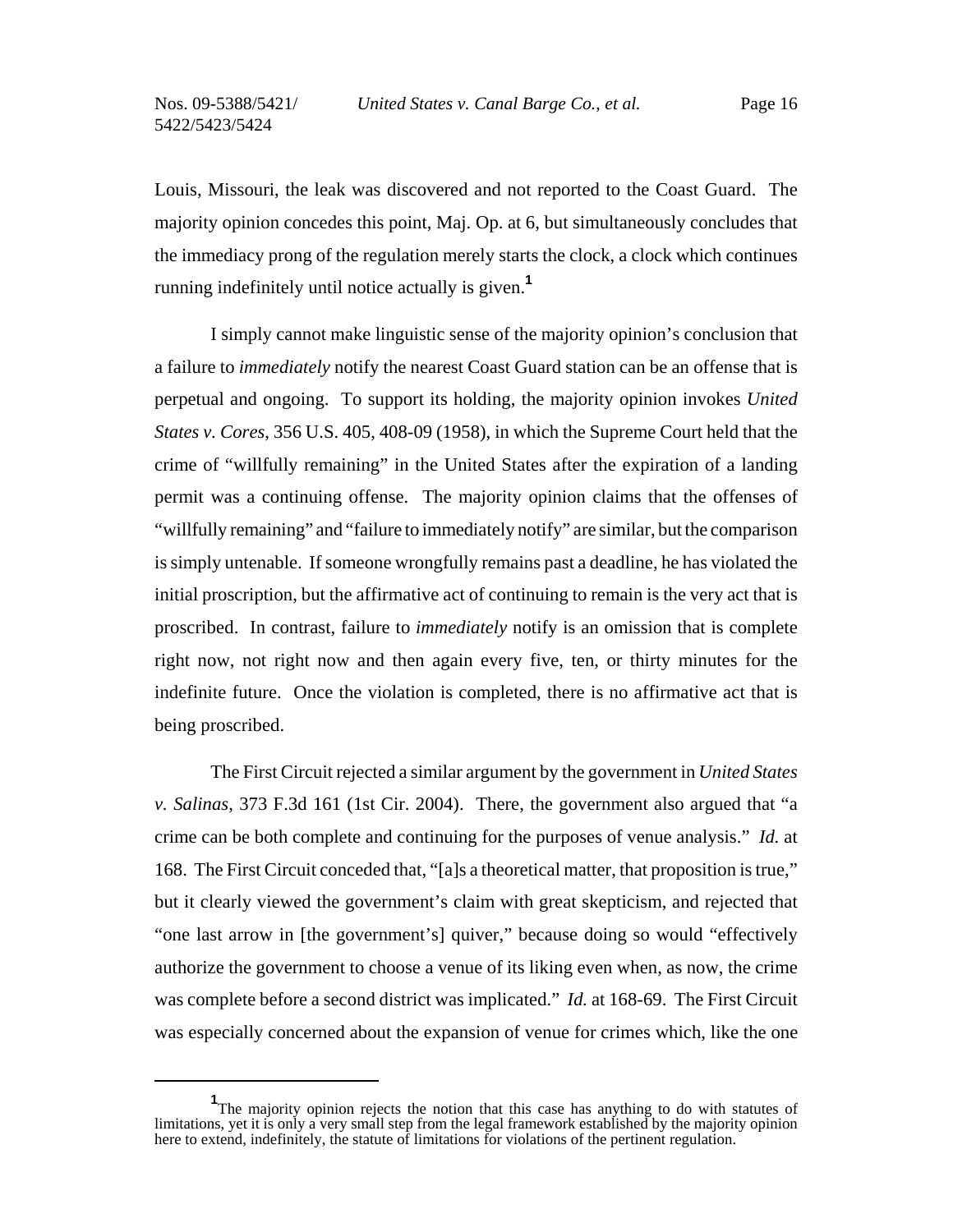Louis, Missouri, the leak was discovered and not reported to the Coast Guard. The majority opinion concedes this point, Maj. Op. at 6, but simultaneously concludes that the immediacy prong of the regulation merely starts the clock, a clock which continues running indefinitely until notice actually is given.[1]

I simply cannot make linguistic sense of the majority opinion's conclusion that a failure to *immediately* notify the nearest Coast Guard station can be an offense that is perpetual and ongoing. To support its holding, the majority opinion invokes *United States v. Cores*, 356 U.S. 405, 408-09 (1958), in which the Supreme Court held that the crime of "willfully remaining" in the United States after the expiration of a landing permit was a continuing offense. The majority opinion claims that the offenses of "willfully remaining" and "failure to immediately notify" are similar, but the comparison is simply untenable. If someone wrongfully remains past a deadline, he has violated the initial proscription, but the affirmative act of continuing to remain is the very act that is proscribed. In contrast, failure to *immediately* notify is an omission that is complete right now, not right now and then again every five, ten, or thirty minutes for the indefinite future. Once the violation is completed, there is no affirmative act that is being proscribed.

The First Circuit rejected a similar argument by the government in *United States v. Salinas*, 373 F.3d 161 (1st Cir. 2004). There, the government also argued that "a crime can be both complete and continuing for the purposes of venue analysis." *Id.* at 168. The First Circuit conceded that, "[a]s a theoretical matter, that proposition is true," but it clearly viewed the government's claim with great skepticism, and rejected that "one last arrow in [the government's] quiver," because doing so would "effectively authorize the government to choose a venue of its liking even when, as now, the crime was complete before a second district was implicated." *Id.* at 168-69. The First Circuit was especially concerned about the expansion of venue for crimes which, like the one

---

[1] The majority opinion rejects the notion that this case has anything to do with statutes of limitations, yet it is only a very small step from the legal framework established by the majority opinion here to extend, indefinitely, the statute of limitations for violations of the pertinent regulation.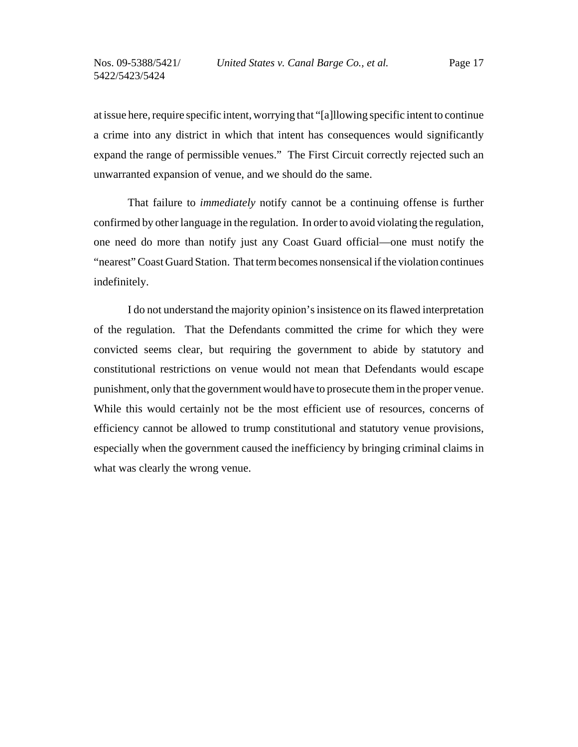at issue here, require specific intent, worrying that "[a]llowing specific intent to continue a crime into any district in which that intent has consequences would significantly expand the range of permissible venues." The First Circuit correctly rejected such an unwarranted expansion of venue, and we should do the same.

That failure to *immediately* notify cannot be a continuing offense is further confirmed by other language in the regulation. In order to avoid violating the regulation, one need do more than notify just any Coast Guard official—one must notify the "nearest" Coast Guard Station. That term becomes nonsensical if the violation continues indefinitely.

I do not understand the majority opinion's insistence on its flawed interpretation of the regulation. That the Defendants committed the crime for which they were convicted seems clear, but requiring the government to abide by statutory and constitutional restrictions on venue would not mean that Defendants would escape punishment, only that the government would have to prosecute them in the proper venue. While this would certainly not be the most efficient use of resources, concerns of efficiency cannot be allowed to trump constitutional and statutory venue provisions, especially when the government caused the inefficiency by bringing criminal claims in what was clearly the wrong venue.